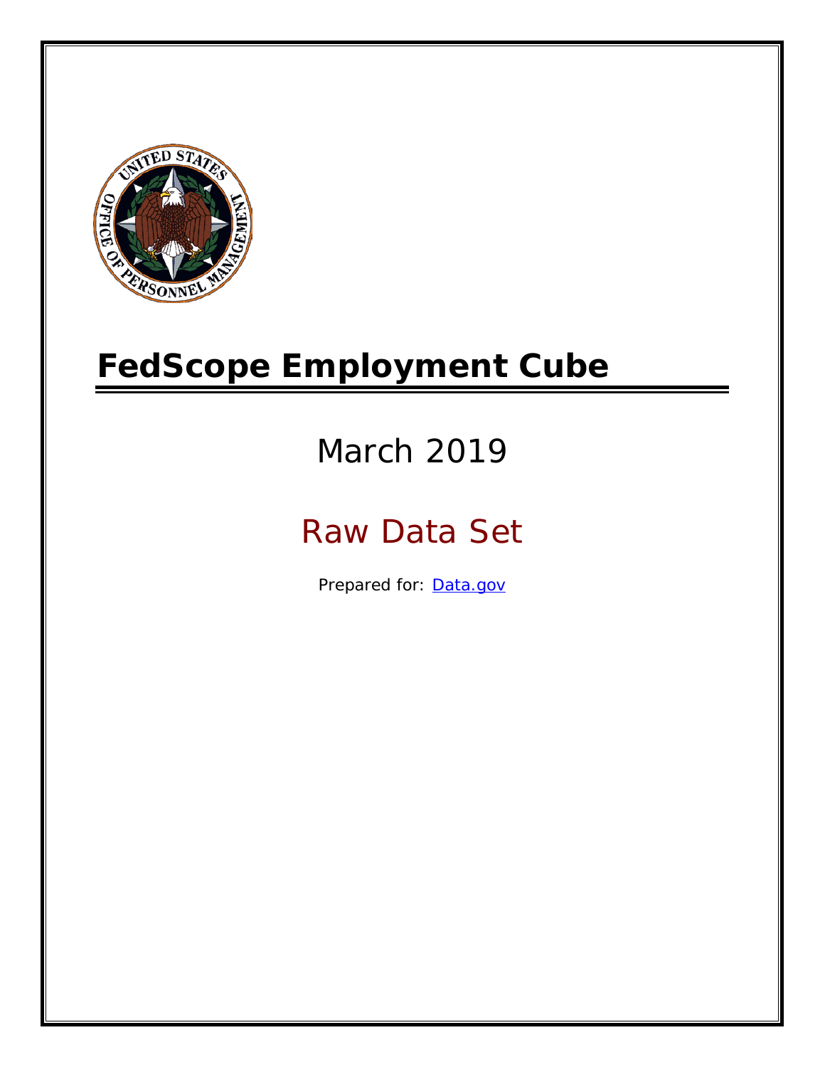# FedScope Employment Cube

March 2019

Raw Data Set

Prepared for: [Data.gov](Data.gov)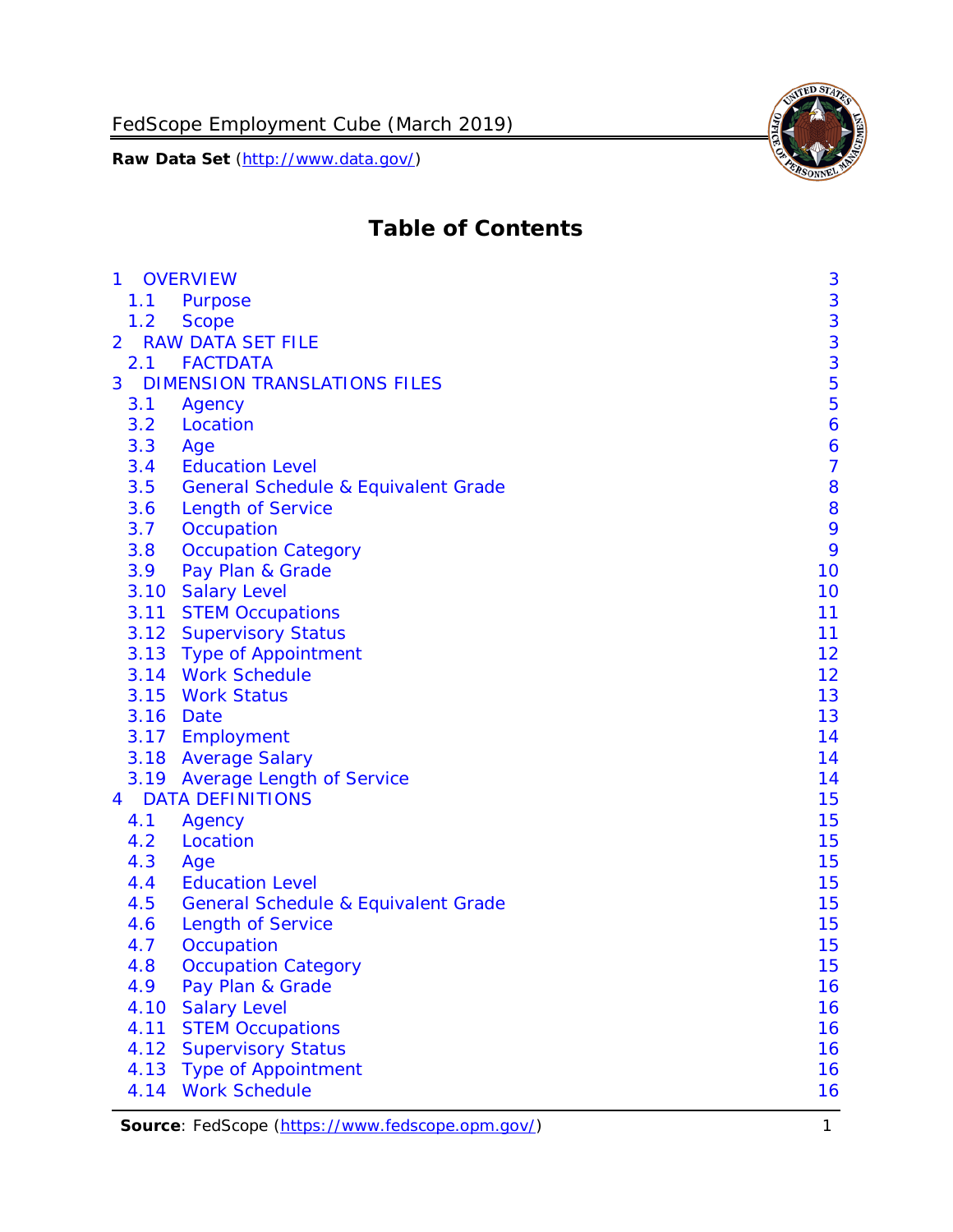# Table of Contents

- 1 OVERVIEW — 3
  - 1.1 Purpose — 3
  - 1.2 Scope — 3
- 2 RAW DATA SET FILE — 3
  - 2.1 FACTDATA — 3
- 3 DIMENSION TRANSLATIONS FILES — 5
  - 3.1 Agency — 5
  - 3.2 Location — 6
  - 3.3 Age — 6
  - 3.4 Education Level — 7
  - 3.5 General Schedule & Equivalent Grade — 8
  - 3.6 Length of Service — 8
  - 3.7 Occupation — 9
  - 3.8 Occupation Category — 9
  - 3.9 Pay Plan & Grade — 10
  - 3.10 Salary Level — 10
  - 3.11 STEM Occupations — 11
  - 3.12 Supervisory Status — 11
  - 3.13 Type of Appointment — 12
  - 3.14 Work Schedule — 12
  - 3.15 Work Status — 13
  - 3.16 Date — 13
  - 3.17 Employment — 14
  - 3.18 Average Salary — 14
  - 3.19 Average Length of Service — 14
- 4 DATA DEFINITIONS — 15
  - 4.1 Agency — 15
  - 4.2 Location — 15
  - 4.3 Age — 15
  - 4.4 Education Level — 15
  - 4.5 General Schedule & Equivalent Grade — 15
  - 4.6 Length of Service — 15
  - 4.7 Occupation — 15
  - 4.8 Occupation Category — 15
  - 4.9 Pay Plan & Grade — 16
  - 4.10 Salary Level — 16
  - 4.11 STEM Occupations — 16
  - 4.12 Supervisory Status — 16
  - 4.13 Type of Appointment — 16
  - 4.14 Work Schedule — 16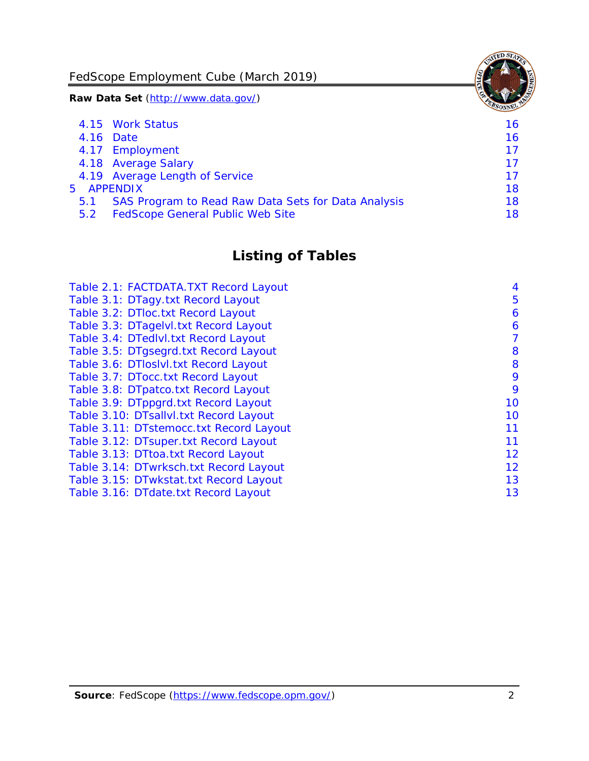| | | |
|---|---|---|
| 4.15 | Work Status | 16 |
| 4.16 | Date | 16 |
| 4.17 | Employment | 17 |
| 4.18 | Average Salary | 17 |
| 4.19 | Average Length of Service | 17 |
| 5 | APPENDIX | 18 |
| 5.1 | SAS Program to Read Raw Data Sets for Data Analysis | 18 |
| 5.2 | FedScope General Public Web Site | 18 |

## Listing of Tables

| | |
|---|---|
| Table 2.1: FACTDATA.TXT Record Layout | 4 |
| Table 3.1: DTagy.txt Record Layout | 5 |
| Table 3.2: DTloc.txt Record Layout | 6 |
| Table 3.3: DTagelvl.txt Record Layout | 6 |
| Table 3.4: DTedlvl.txt Record Layout | 7 |
| Table 3.5: DTgsegrd.txt Record Layout | 8 |
| Table 3.6: DTloslvl.txt Record Layout | 8 |
| Table 3.7: DTocc.txt Record Layout | 9 |
| Table 3.8: DTpatco.txt Record Layout | 9 |
| Table 3.9: DTppgrd.txt Record Layout | 10 |
| Table 3.10: DTsallvl.txt Record Layout | 10 |
| Table 3.11: DTstemocc.txt Record Layout | 11 |
| Table 3.12: DTsuper.txt Record Layout | 11 |
| Table 3.13: DTtoa.txt Record Layout | 12 |
| Table 3.14: DTwrksch.txt Record Layout | 12 |
| Table 3.15: DTwkstat.txt Record Layout | 13 |
| Table 3.16: DTdate.txt Record Layout | 13 |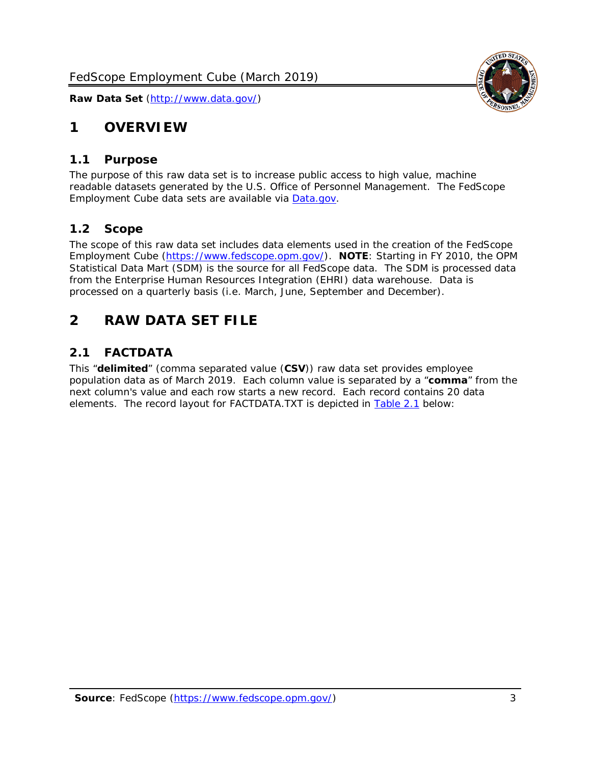# 1 OVERVIEW

## 1.1 Purpose

The purpose of this raw data set is to increase public access to high value, machine readable datasets generated by the U.S. Office of Personnel Management. The FedScope Employment Cube data sets are available via [Data.gov](http://www.data.gov/).

## 1.2 Scope

The scope of this raw data set includes data elements used in the creation of the FedScope Employment Cube ([https://www.fedscope.opm.gov/](https://www.fedscope.opm.gov/)). **NOTE**: Starting in FY 2010, the OPM Statistical Data Mart (SDM) is the source for all FedScope data. The SDM is processed data from the Enterprise Human Resources Integration (EHRI) data warehouse. Data is processed on a quarterly basis (i.e. March, June, September and December).

# 2 RAW DATA SET FILE

## 2.1 FACTDATA

This "**delimited**" (comma separated value (**CSV**)) raw data set provides employee population data as of March 2019. Each column value is separated by a "**comma**" from the next column's value and each row starts a new record. Each record contains 20 data elements. The record layout for FACTDATA.TXT is depicted in Table 2.1 below: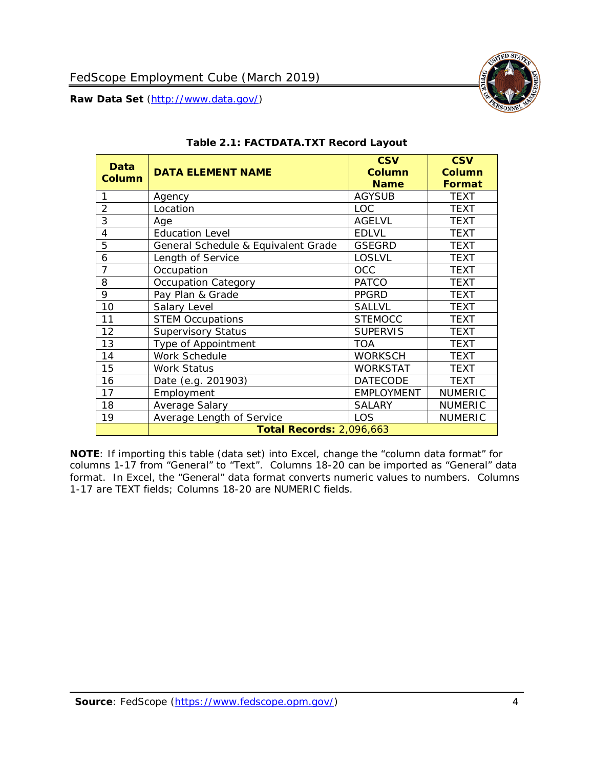**Table 2.1: FACTDATA.TXT Record Layout**

| Data Column | DATA ELEMENT NAME | CSV Column Name | CSV Column Format |
|---|---|---|---|
| 1 | Agency | AGYSUB | TEXT |
| 2 | Location | LOC | TEXT |
| 3 | Age | AGELVL | TEXT |
| 4 | Education Level | EDLVL | TEXT |
| 5 | General Schedule & Equivalent Grade | GSEGRD | TEXT |
| 6 | Length of Service | LOSLVL | TEXT |
| 7 | Occupation | OCC | TEXT |
| 8 | Occupation Category | PATCO | TEXT |
| 9 | Pay Plan & Grade | PPGRD | TEXT |
| 10 | Salary Level | SALLVL | TEXT |
| 11 | STEM Occupations | STEMOCC | TEXT |
| 12 | Supervisory Status | SUPERVIS | TEXT |
| 13 | Type of Appointment | TOA | TEXT |
| 14 | Work Schedule | WORKSCH | TEXT |
| 15 | Work Status | WORKSTAT | TEXT |
| 16 | Date (e.g. 201903) | DATECODE | TEXT |
| 17 | Employment | EMPLOYMENT | NUMERIC |
| 18 | Average Salary | SALARY | NUMERIC |
| 19 | Average Length of Service | LOS | NUMERIC |
| | **Total Records:** 2,096,663 | | |

**NOTE**: If importing this table (data set) into Excel, change the "column data format" for columns 1-17 from "General" to "Text". Columns 18-20 can be imported as "General" data format. In Excel, the "General" data format converts numeric values to numbers. Columns 1-17 are TEXT fields; Columns 18-20 are NUMERIC fields.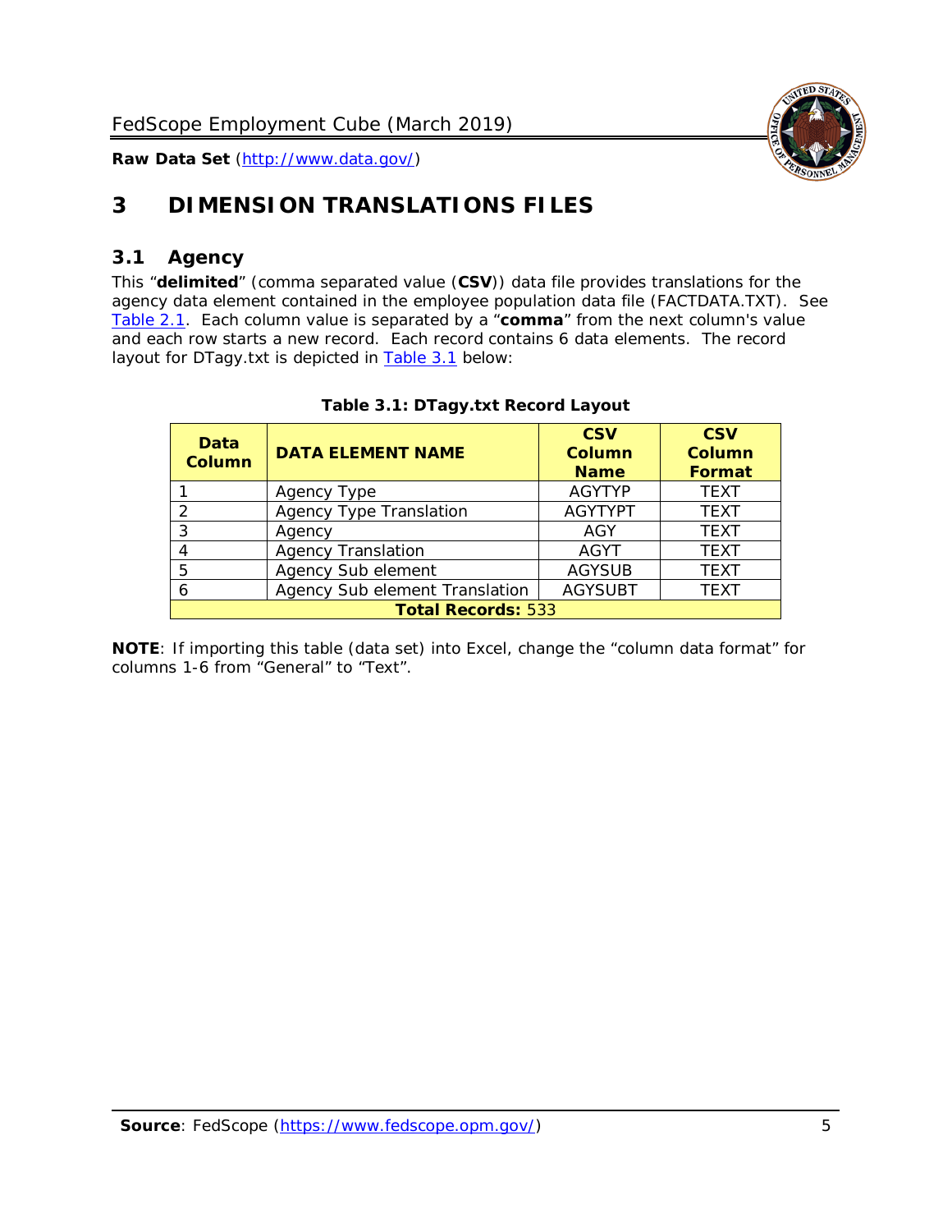# 3 DIMENSION TRANSLATIONS FILES

## 3.1 Agency

This "**delimited**" (comma separated value (**CSV**)) data file provides translations for the agency data element contained in the employee population data file (FACTDATA.TXT). See Table 2.1. Each column value is separated by a "**comma**" from the next column's value and each row starts a new record. Each record contains 6 data elements. The record layout for DTagy.txt is depicted in Table 3.1 below:

**Table 3.1: DTagy.txt Record Layout**

| Data Column | DATA ELEMENT NAME | CSV Column Name | CSV Column Format |
|---|---|---|---|
| 1 | Agency Type | AGYTYP | TEXT |
| 2 | Agency Type Translation | AGYTYPT | TEXT |
| 3 | Agency | AGY | TEXT |
| 4 | Agency Translation | AGYT | TEXT |
| 5 | Agency Sub element | AGYSUB | TEXT |
| 6 | Agency Sub element Translation | AGYSUBT | TEXT |
| **Total Records:** 533 | | | |

**NOTE**: If importing this table (data set) into Excel, change the "column data format" for columns 1-6 from "General" to "Text".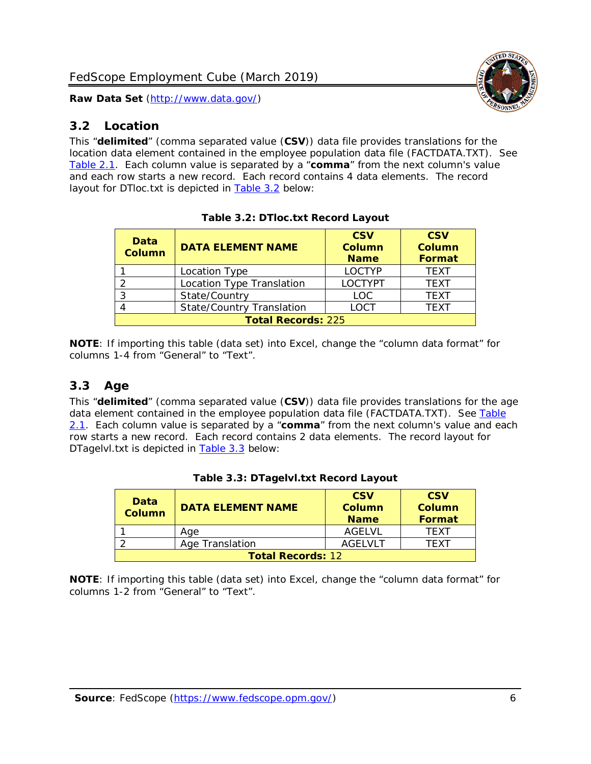## 3.2 Location

This “**delimited**” (comma separated value (**CSV**)) data file provides translations for the location data element contained in the employee population data file (FACTDATA.TXT). See Table 2.1. Each column value is separated by a “**comma**” from the next column's value and each row starts a new record. Each record contains 4 data elements. The record layout for DTloc.txt is depicted in Table 3.2 below:

**Table 3.2: DTloc.txt Record Layout**

| Data Column | DATA ELEMENT NAME | CSV Column Name | CSV Column Format |
|---|---|---|---|
| 1 | Location Type | LOCTYP | TEXT |
| 2 | Location Type Translation | LOCTYPT | TEXT |
| 3 | State/Country | LOC | TEXT |
| 4 | State/Country Translation | LOCT | TEXT |
| **Total Records:** 225 | | | |

**NOTE**: If importing this table (data set) into Excel, change the “column data format” for columns 1-4 from “General” to “Text”.

## 3.3 Age

This “**delimited**” (comma separated value (**CSV**)) data file provides translations for the age data element contained in the employee population data file (FACTDATA.TXT). See Table 2.1. Each column value is separated by a “**comma**” from the next column's value and each row starts a new record. Each record contains 2 data elements. The record layout for DTagelvl.txt is depicted in Table 3.3 below:

**Table 3.3: DTagelvl.txt Record Layout**

| Data Column | DATA ELEMENT NAME | CSV Column Name | CSV Column Format |
|---|---|---|---|
| 1 | Age | AGELVL | TEXT |
| 2 | Age Translation | AGELVLT | TEXT |
| **Total Records:** 12 | | | |

**NOTE**: If importing this table (data set) into Excel, change the “column data format” for columns 1-2 from “General” to “Text”.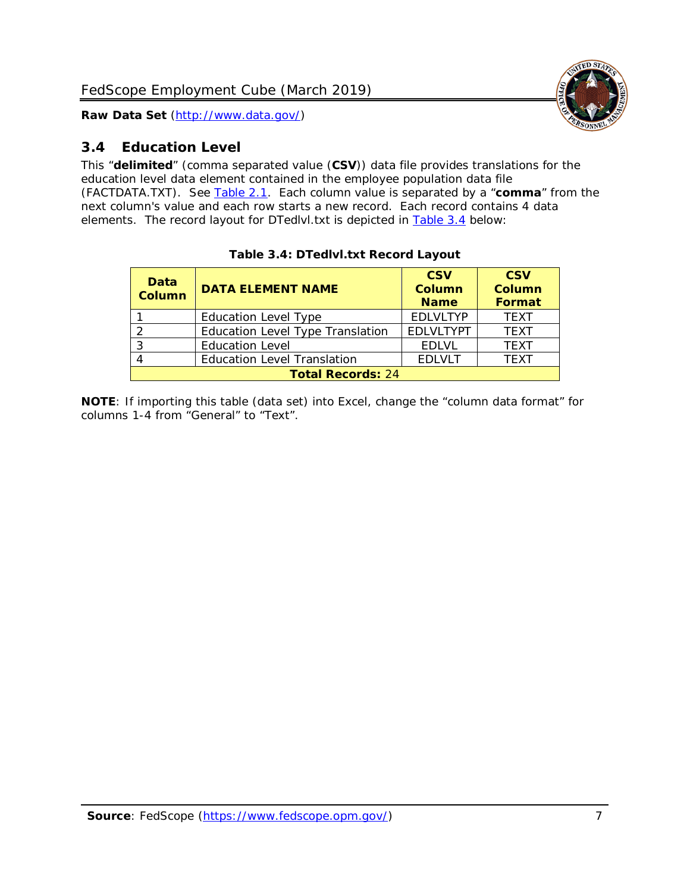## 3.4 Education Level

This "**delimited**" (comma separated value (**CSV**)) data file provides translations for the education level data element contained in the employee population data file (FACTDATA.TXT). See Table 2.1. Each column value is separated by a "**comma**" from the next column's value and each row starts a new record. Each record contains 4 data elements. The record layout for DTedlvl.txt is depicted in Table 3.4 below:

**Table 3.4: DTedlvl.txt Record Layout**

| Data Column | DATA ELEMENT NAME | CSV Column Name | CSV Column Format |
|---|---|---|---|
| 1 | Education Level Type | EDLVLTYP | TEXT |
| 2 | Education Level Type Translation | EDLVLTYPT | TEXT |
| 3 | Education Level | EDLVL | TEXT |
| 4 | Education Level Translation | EDLVLT | TEXT |
| **Total Records:** 24 | | | |

**NOTE**: If importing this table (data set) into Excel, change the "column data format" for columns 1-4 from "General" to "Text".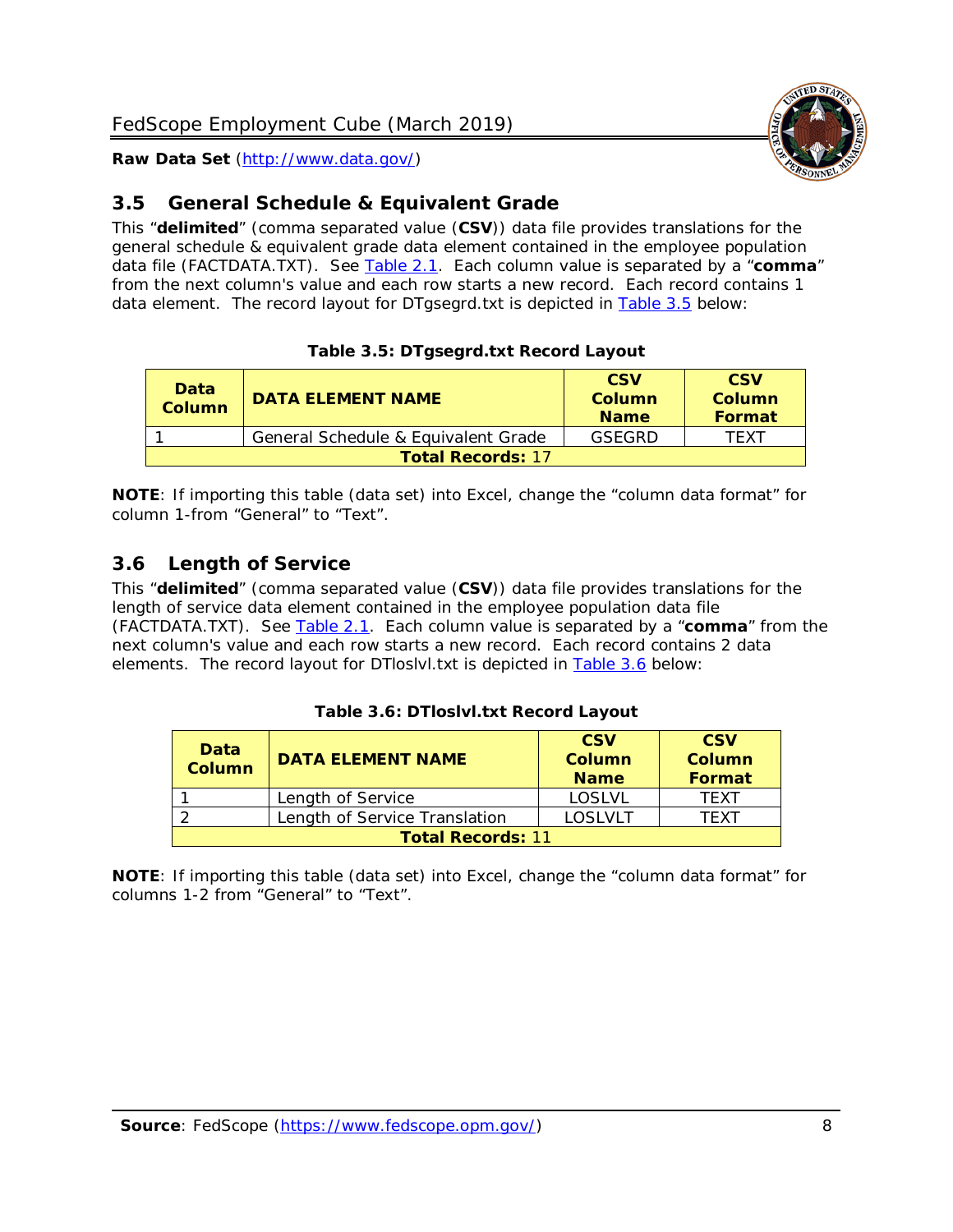## 3.5 General Schedule & Equivalent Grade

This "**delimited**" (comma separated value (**CSV**)) data file provides translations for the general schedule & equivalent grade data element contained in the employee population data file (FACTDATA.TXT). See Table 2.1. Each column value is separated by a "**comma**" from the next column's value and each row starts a new record. Each record contains 1 data element. The record layout for DTgsegrd.txt is depicted in Table 3.5 below:

**Table 3.5: DTgsegrd.txt Record Layout**

| Data Column | DATA ELEMENT NAME | CSV Column Name | CSV Column Format |
|---|---|---|---|
| 1 | General Schedule & Equivalent Grade | GSEGRD | TEXT |
| **Total Records:** 17 | | | |

**NOTE**: If importing this table (data set) into Excel, change the "column data format" for column 1-from "General" to "Text".

## 3.6 Length of Service

This "**delimited**" (comma separated value (**CSV**)) data file provides translations for the length of service data element contained in the employee population data file (FACTDATA.TXT). See Table 2.1. Each column value is separated by a "**comma**" from the next column's value and each row starts a new record. Each record contains 2 data elements. The record layout for DTloslvl.txt is depicted in Table 3.6 below:

**Table 3.6: DTloslvl.txt Record Layout**

| Data Column | DATA ELEMENT NAME | CSV Column Name | CSV Column Format |
|---|---|---|---|
| 1 | Length of Service | LOSLVL | TEXT |
| 2 | Length of Service Translation | LOSLVLT | TEXT |
| **Total Records:** 11 | | | |

**NOTE**: If importing this table (data set) into Excel, change the "column data format" for columns 1-2 from "General" to "Text".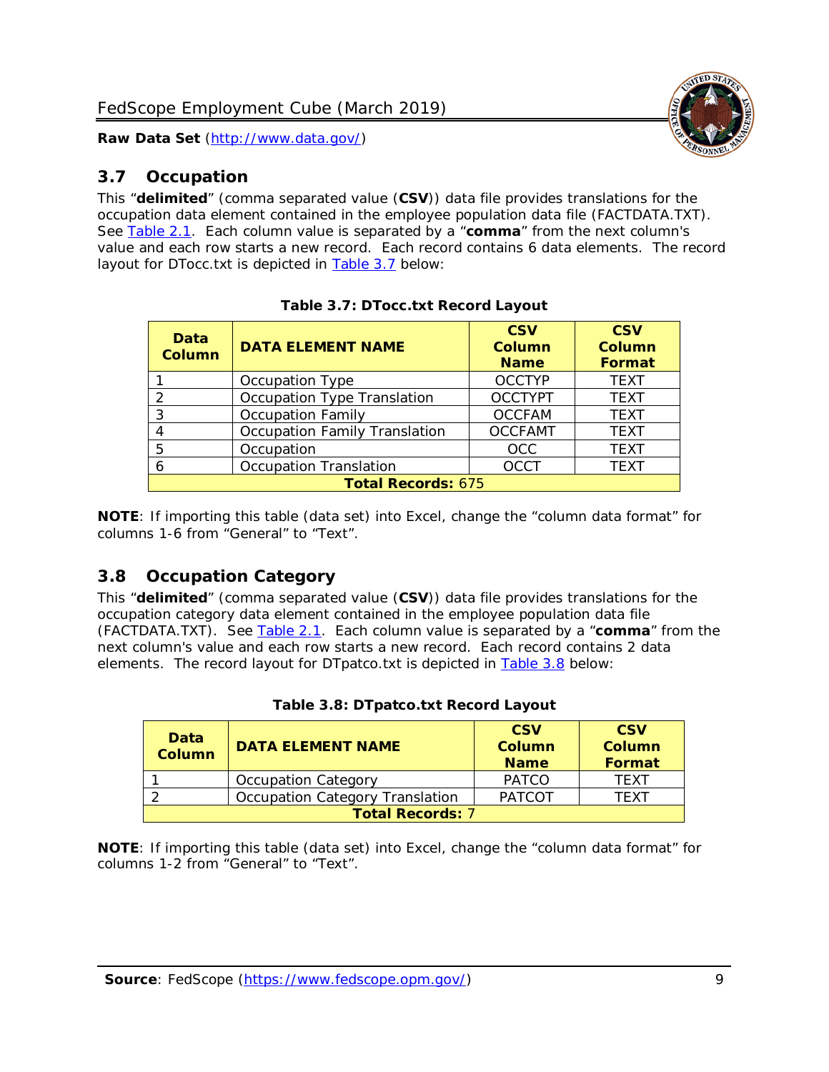## 3.7 Occupation

This "**delimited**" (comma separated value (**CSV**)) data file provides translations for the occupation data element contained in the employee population data file (FACTDATA.TXT). See Table 2.1. Each column value is separated by a "**comma**" from the next column's value and each row starts a new record. Each record contains 6 data elements. The record layout for DTocc.txt is depicted in Table 3.7 below:

**Table 3.7: DTocc.txt Record Layout**

| Data Column | DATA ELEMENT NAME | CSV Column Name | CSV Column Format |
|---|---|---|---|
| 1 | Occupation Type | OCCTYP | TEXT |
| 2 | Occupation Type Translation | OCCTYPT | TEXT |
| 3 | Occupation Family | OCCFAM | TEXT |
| 4 | Occupation Family Translation | OCCFAMT | TEXT |
| 5 | Occupation | OCC | TEXT |
| 6 | Occupation Translation | OCCT | TEXT |
| **Total Records:** 675 | | | |

**NOTE**: If importing this table (data set) into Excel, change the "column data format" for columns 1-6 from "General" to "Text".

## 3.8 Occupation Category

This "**delimited**" (comma separated value (**CSV**)) data file provides translations for the occupation category data element contained in the employee population data file (FACTDATA.TXT). See Table 2.1. Each column value is separated by a "**comma**" from the next column's value and each row starts a new record. Each record contains 2 data elements. The record layout for DTpatco.txt is depicted in Table 3.8 below:

**Table 3.8: DTpatco.txt Record Layout**

| Data Column | DATA ELEMENT NAME | CSV Column Name | CSV Column Format |
|---|---|---|---|
| 1 | Occupation Category | PATCO | TEXT |
| 2 | Occupation Category Translation | PATCOT | TEXT |
| **Total Records:** 7 | | | |

**NOTE**: If importing this table (data set) into Excel, change the "column data format" for columns 1-2 from "General" to "Text".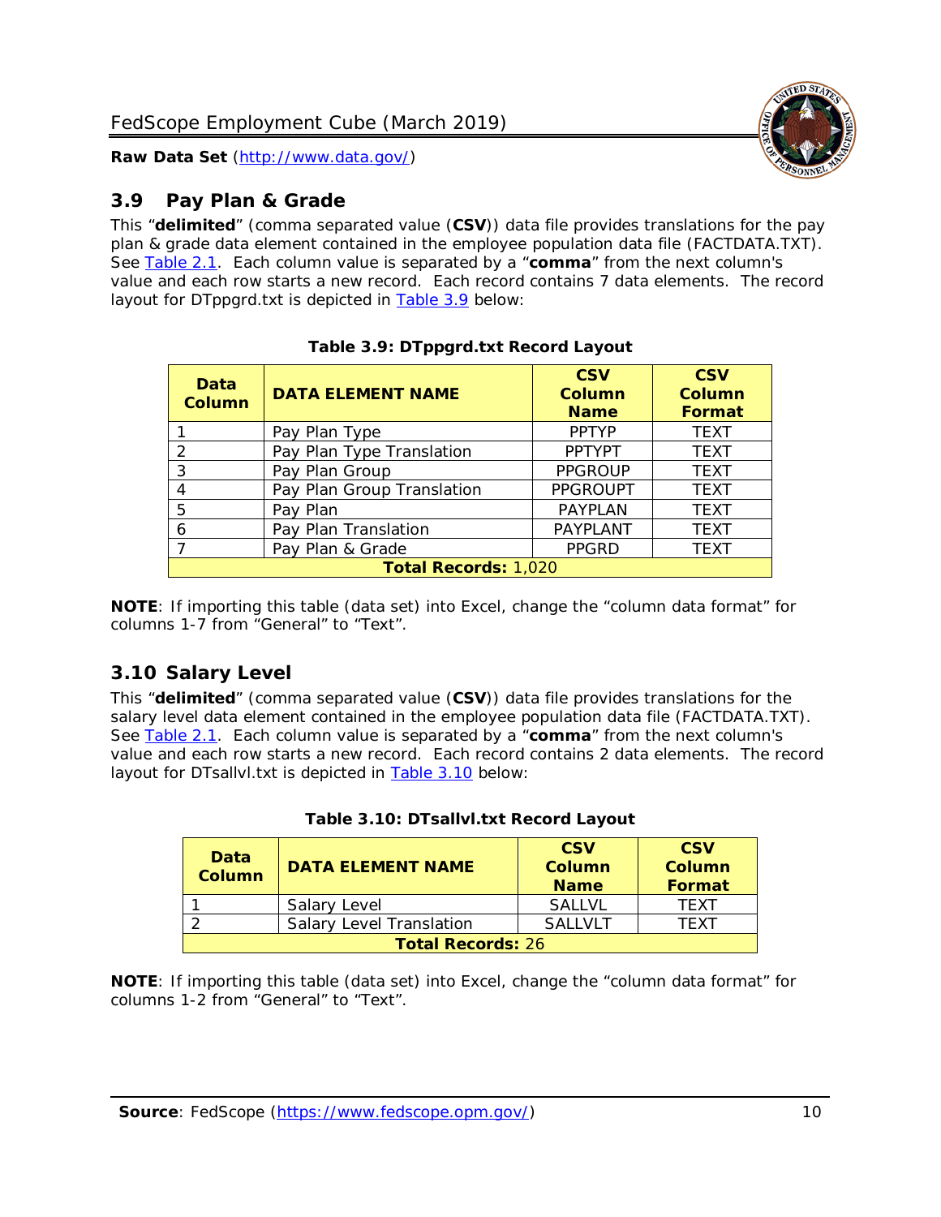## 3.9 Pay Plan & Grade

This "**delimited**" (comma separated value (**CSV**)) data file provides translations for the pay plan & grade data element contained in the employee population data file (FACTDATA.TXT). See Table 2.1. Each column value is separated by a "**comma**" from the next column's value and each row starts a new record. Each record contains 7 data elements. The record layout for DTppgrd.txt is depicted in Table 3.9 below:

**Table 3.9: DTppgrd.txt Record Layout**

| Data Column | DATA ELEMENT NAME | CSV Column Name | CSV Column Format |
|---|---|---|---|
| 1 | Pay Plan Type | PPTYP | TEXT |
| 2 | Pay Plan Type Translation | PPTYPT | TEXT |
| 3 | Pay Plan Group | PPGROUP | TEXT |
| 4 | Pay Plan Group Translation | PPGROUPT | TEXT |
| 5 | Pay Plan | PAYPLAN | TEXT |
| 6 | Pay Plan Translation | PAYPLANT | TEXT |
| 7 | Pay Plan & Grade | PPGRD | TEXT |
| **Total Records:** 1,020 | | | |

**NOTE**: If importing this table (data set) into Excel, change the "column data format" for columns 1-7 from "General" to "Text".

## 3.10 Salary Level

This "**delimited**" (comma separated value (**CSV**)) data file provides translations for the salary level data element contained in the employee population data file (FACTDATA.TXT). See Table 2.1. Each column value is separated by a "**comma**" from the next column's value and each row starts a new record. Each record contains 2 data elements. The record layout for DTsallvl.txt is depicted in Table 3.10 below:

**Table 3.10: DTsallvl.txt Record Layout**

| Data Column | DATA ELEMENT NAME | CSV Column Name | CSV Column Format |
|---|---|---|---|
| 1 | Salary Level | SALLVL | TEXT |
| 2 | Salary Level Translation | SALLVLT | TEXT |
| **Total Records:** 26 | | | |

**NOTE**: If importing this table (data set) into Excel, change the "column data format" for columns 1-2 from "General" to "Text".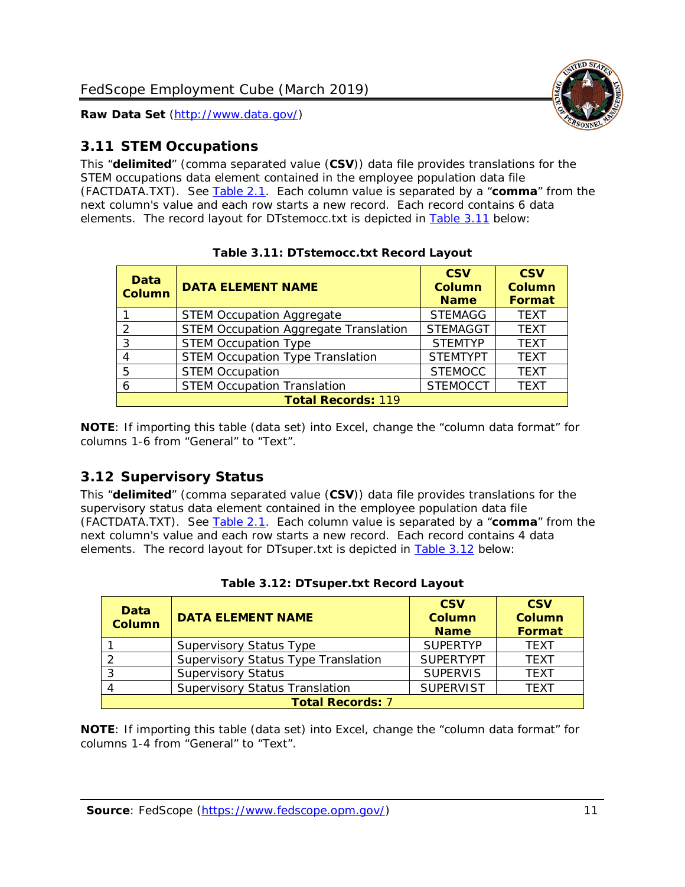## 3.11 STEM Occupations

This "**delimited**" (comma separated value (**CSV**)) data file provides translations for the STEM occupations data element contained in the employee population data file (FACTDATA.TXT). See Table 2.1. Each column value is separated by a "**comma**" from the next column's value and each row starts a new record. Each record contains 6 data elements. The record layout for DTstemocc.txt is depicted in Table 3.11 below:

**Table 3.11: DTstemocc.txt Record Layout**

| Data Column | DATA ELEMENT NAME | CSV Column Name | CSV Column Format |
|---|---|---|---|
| 1 | STEM Occupation Aggregate | STEMAGG | TEXT |
| 2 | STEM Occupation Aggregate Translation | STEMAGGT | TEXT |
| 3 | STEM Occupation Type | STEMTYP | TEXT |
| 4 | STEM Occupation Type Translation | STEMTYPT | TEXT |
| 5 | STEM Occupation | STEMOCC | TEXT |
| 6 | STEM Occupation Translation | STEMOCCT | TEXT |
| **Total Records:** 119 | | | |

**NOTE**: If importing this table (data set) into Excel, change the "column data format" for columns 1-6 from "General" to "Text".

## 3.12 Supervisory Status

This "**delimited**" (comma separated value (**CSV**)) data file provides translations for the supervisory status data element contained in the employee population data file (FACTDATA.TXT). See Table 2.1. Each column value is separated by a "**comma**" from the next column's value and each row starts a new record. Each record contains 4 data elements. The record layout for DTsuper.txt is depicted in Table 3.12 below:

**Table 3.12: DTsuper.txt Record Layout**

| Data Column | DATA ELEMENT NAME | CSV Column Name | CSV Column Format |
|---|---|---|---|
| 1 | Supervisory Status Type | SUPERTYP | TEXT |
| 2 | Supervisory Status Type Translation | SUPERTYPT | TEXT |
| 3 | Supervisory Status | SUPERVIS | TEXT |
| 4 | Supervisory Status Translation | SUPERVIST | TEXT |
| **Total Records:** 7 | | | |

**NOTE**: If importing this table (data set) into Excel, change the "column data format" for columns 1-4 from "General" to "Text".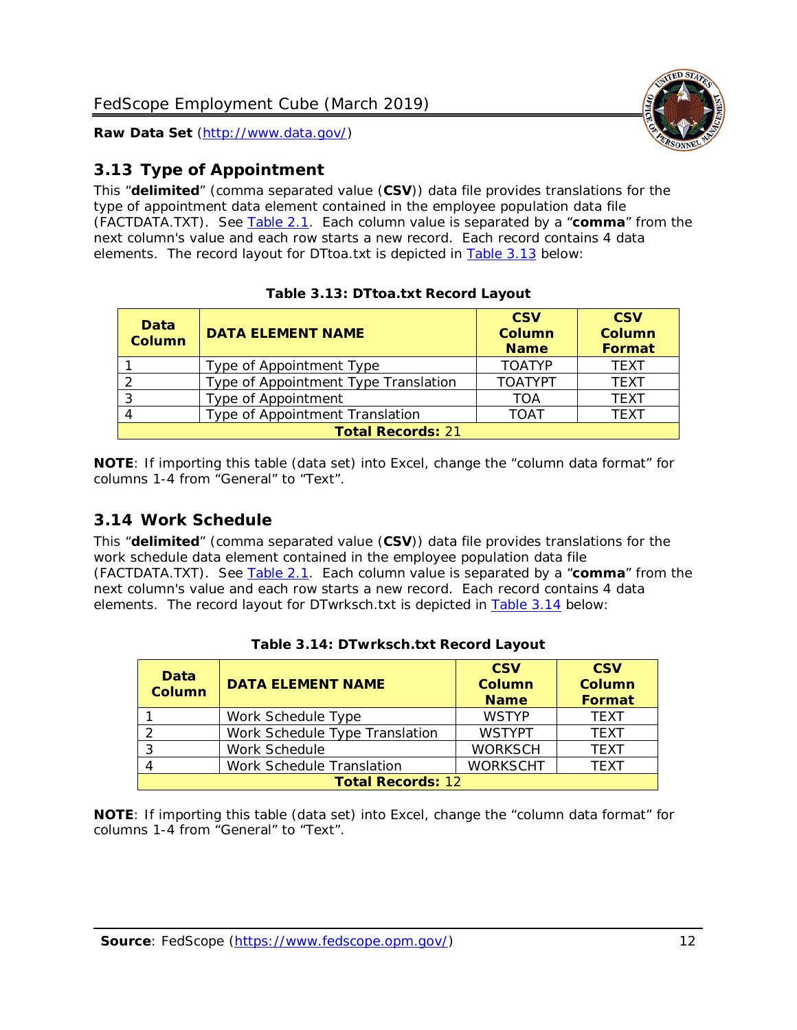## 3.13 Type of Appointment

This "**delimited**" (comma separated value (**CSV**)) data file provides translations for the type of appointment data element contained in the employee population data file (FACTDATA.TXT). See Table 2.1. Each column value is separated by a "**comma**" from the next column's value and each row starts a new record. Each record contains 4 data elements. The record layout for DTtoa.txt is depicted in Table 3.13 below:

**Table 3.13: DTtoa.txt Record Layout**

| Data Column | DATA ELEMENT NAME | CSV Column Name | CSV Column Format |
|---|---|---|---|
| 1 | Type of Appointment Type | TOATYP | TEXT |
| 2 | Type of Appointment Type Translation | TOATYPT | TEXT |
| 3 | Type of Appointment | TOA | TEXT |
| 4 | Type of Appointment Translation | TOAT | TEXT |
| **Total Records:** 21 | | | |

**NOTE**: If importing this table (data set) into Excel, change the "column data format" for columns 1-4 from "General" to "Text".

## 3.14 Work Schedule

This "**delimited**" (comma separated value (**CSV**)) data file provides translations for the work schedule data element contained in the employee population data file (FACTDATA.TXT). See Table 2.1. Each column value is separated by a "**comma**" from the next column's value and each row starts a new record. Each record contains 4 data elements. The record layout for DTwrksch.txt is depicted in Table 3.14 below:

**Table 3.14: DTwrksch.txt Record Layout**

| Data Column | DATA ELEMENT NAME | CSV Column Name | CSV Column Format |
|---|---|---|---|
| 1 | Work Schedule Type | WSTYP | TEXT |
| 2 | Work Schedule Type Translation | WSTYPT | TEXT |
| 3 | Work Schedule | WORKSCH | TEXT |
| 4 | Work Schedule Translation | WORKSCHT | TEXT |
| **Total Records:** 12 | | | |

**NOTE**: If importing this table (data set) into Excel, change the "column data format" for columns 1-4 from "General" to "Text".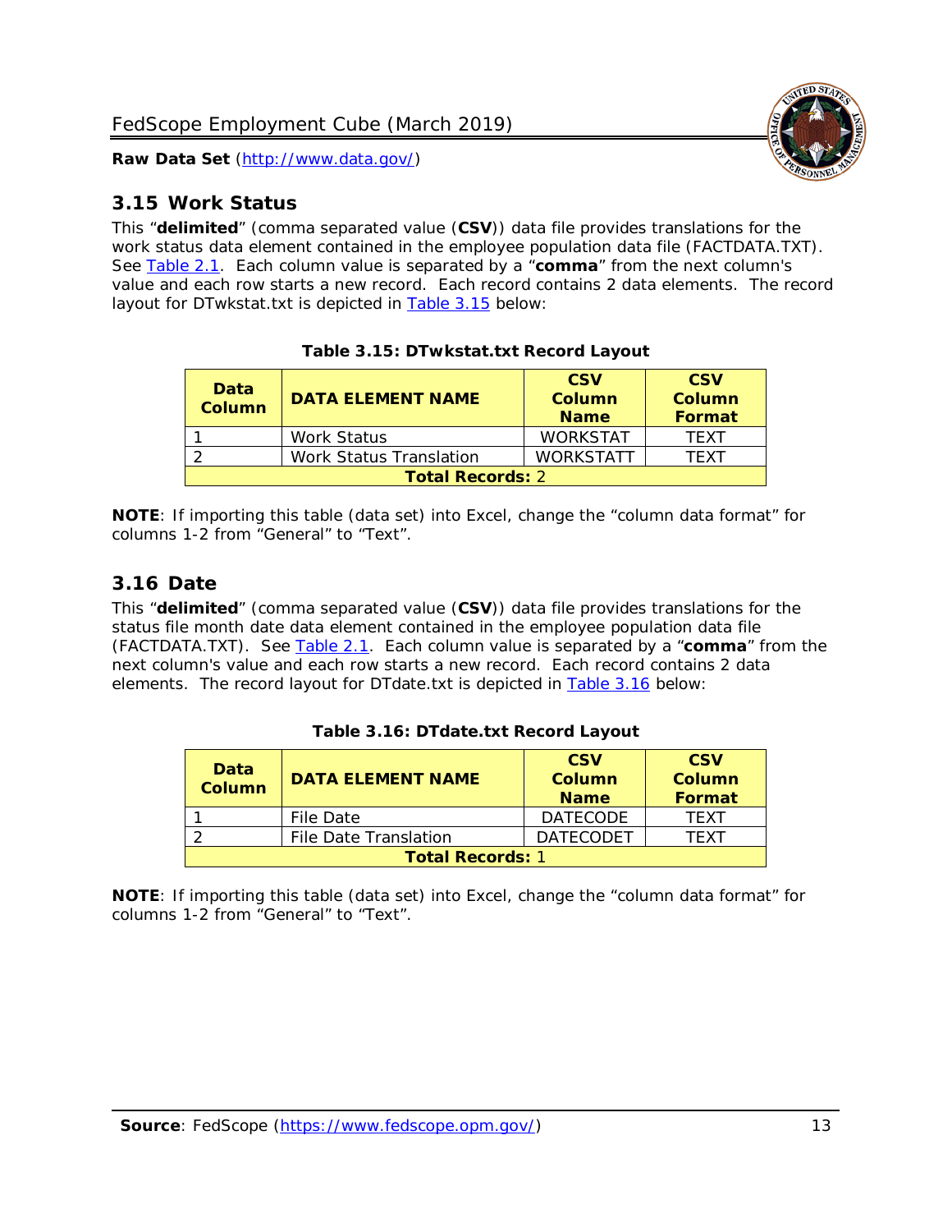## 3.15 Work Status

This "**delimited**" (comma separated value (**CSV**)) data file provides translations for the work status data element contained in the employee population data file (FACTDATA.TXT). See Table 2.1. Each column value is separated by a "**comma**" from the next column's value and each row starts a new record. Each record contains 2 data elements. The record layout for DTwkstat.txt is depicted in Table 3.15 below:

**Table 3.15: DTwkstat.txt Record Layout**

| Data Column | DATA ELEMENT NAME | CSV Column Name | CSV Column Format |
|---|---|---|---|
| 1 | Work Status | WORKSTAT | TEXT |
| 2 | Work Status Translation | WORKSTATT | TEXT |
| **Total Records:** 2 | | | |

**NOTE**: If importing this table (data set) into Excel, change the "column data format" for columns 1-2 from "General" to "Text".

## 3.16 Date

This "**delimited**" (comma separated value (**CSV**)) data file provides translations for the status file month date data element contained in the employee population data file (FACTDATA.TXT). See Table 2.1. Each column value is separated by a "**comma**" from the next column's value and each row starts a new record. Each record contains 2 data elements. The record layout for DTdate.txt is depicted in Table 3.16 below:

**Table 3.16: DTdate.txt Record Layout**

| Data Column | DATA ELEMENT NAME | CSV Column Name | CSV Column Format |
|---|---|---|---|
| 1 | File Date | DATECODE | TEXT |
| 2 | File Date Translation | DATECODET | TEXT |
| **Total Records:** 1 | | | |

**NOTE**: If importing this table (data set) into Excel, change the "column data format" for columns 1-2 from "General" to "Text".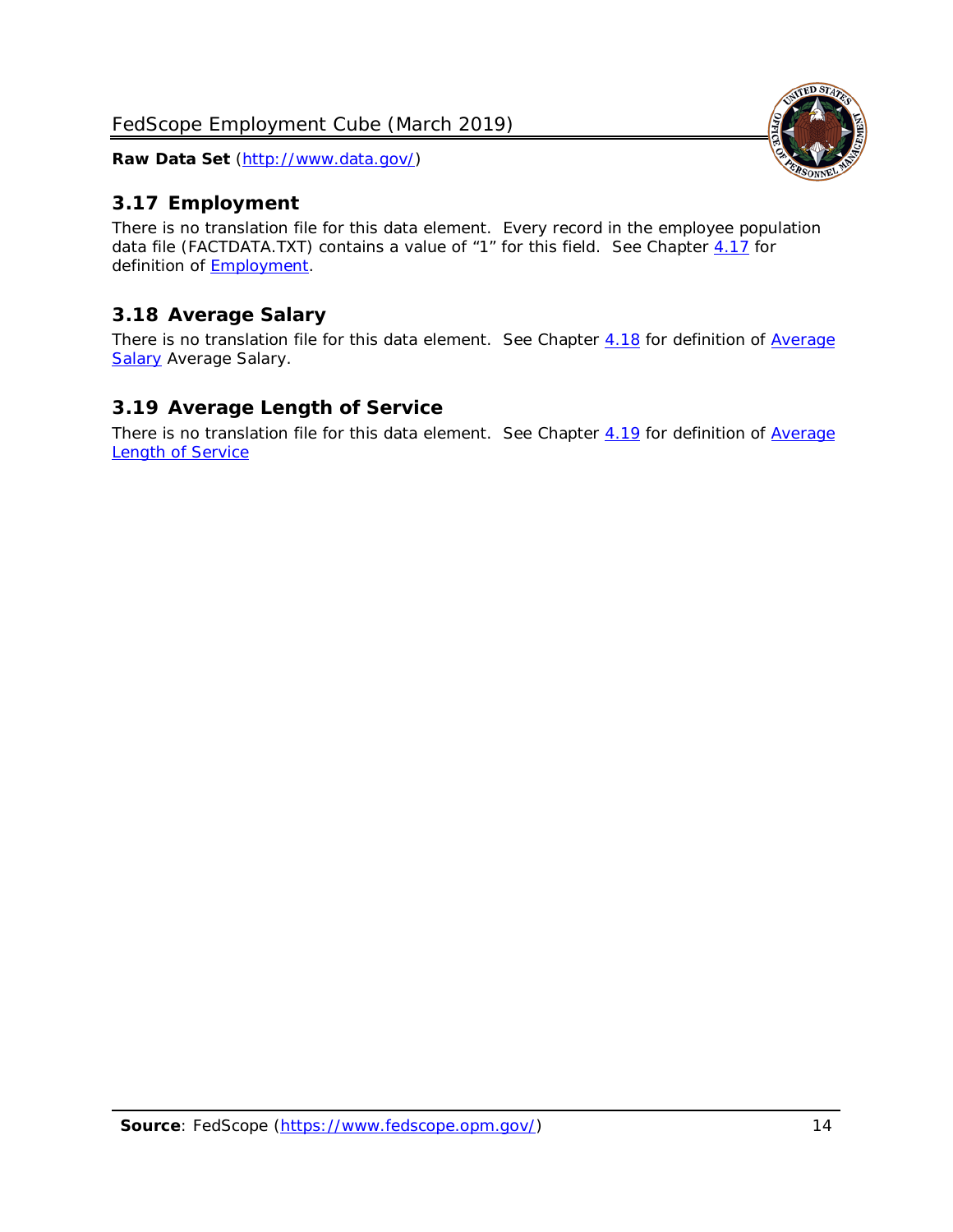## 3.17 Employment

There is no translation file for this data element. Every record in the employee population data file (FACTDATA.TXT) contains a value of “1” for this field. See Chapter 4.17 for definition of Employment.

## 3.18 Average Salary

There is no translation file for this data element. See Chapter 4.18 for definition of Average Salary Average Salary.

## 3.19 Average Length of Service

There is no translation file for this data element. See Chapter 4.19 for definition of Average Length of Service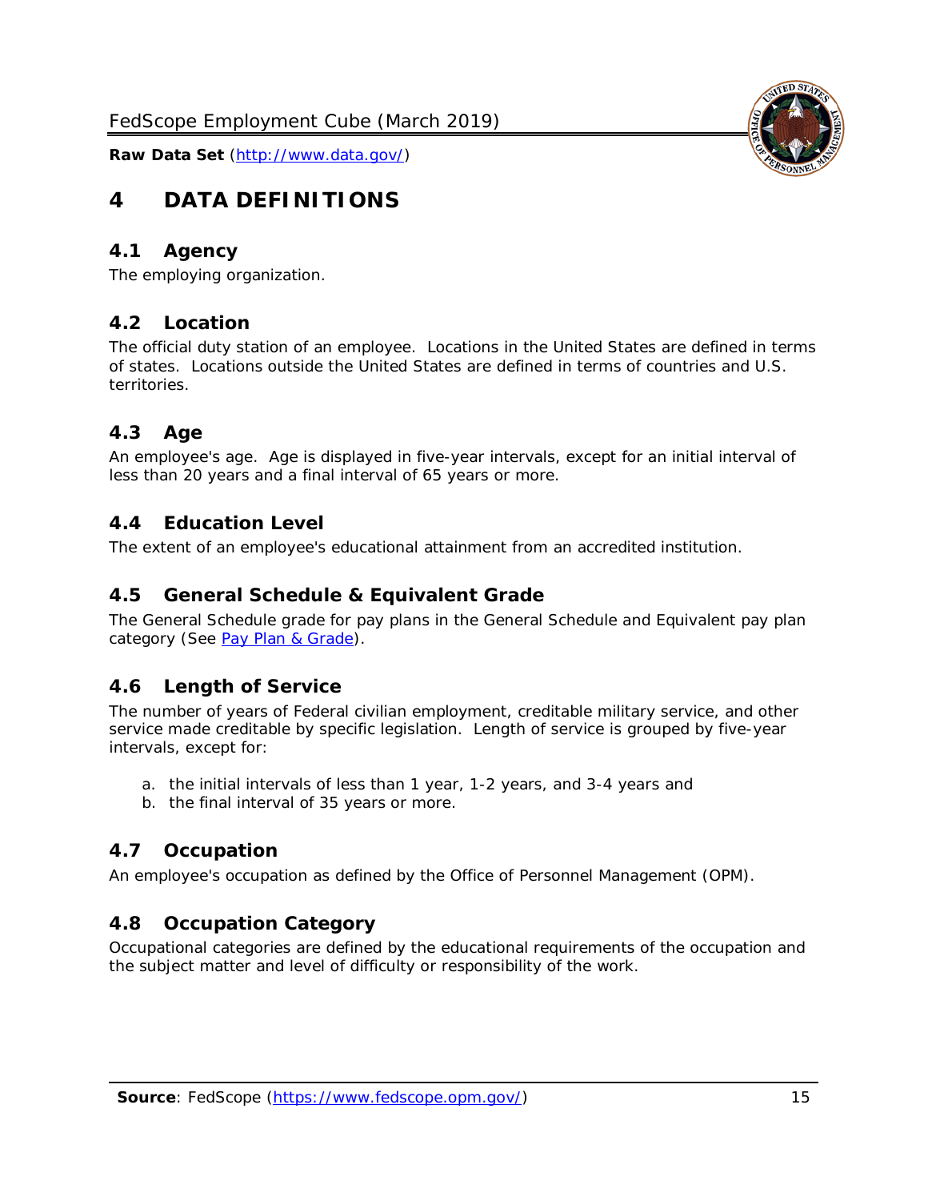# 4 DATA DEFINITIONS

## 4.1 Agency

The employing organization.

## 4.2 Location

The official duty station of an employee. Locations in the United States are defined in terms of states. Locations outside the United States are defined in terms of countries and U.S. territories.

## 4.3 Age

An employee's age. Age is displayed in five-year intervals, except for an initial interval of less than 20 years and a final interval of 65 years or more.

## 4.4 Education Level

The extent of an employee's educational attainment from an accredited institution.

## 4.5 General Schedule & Equivalent Grade

The General Schedule grade for pay plans in the General Schedule and Equivalent pay plan category (See Pay Plan & Grade).

## 4.6 Length of Service

The number of years of Federal civilian employment, creditable military service, and other service made creditable by specific legislation. Length of service is grouped by five-year intervals, except for:

a. the initial intervals of less than 1 year, 1-2 years, and 3-4 years and
b. the final interval of 35 years or more.

## 4.7 Occupation

An employee's occupation as defined by the Office of Personnel Management (OPM).

## 4.8 Occupation Category

Occupational categories are defined by the educational requirements of the occupation and the subject matter and level of difficulty or responsibility of the work.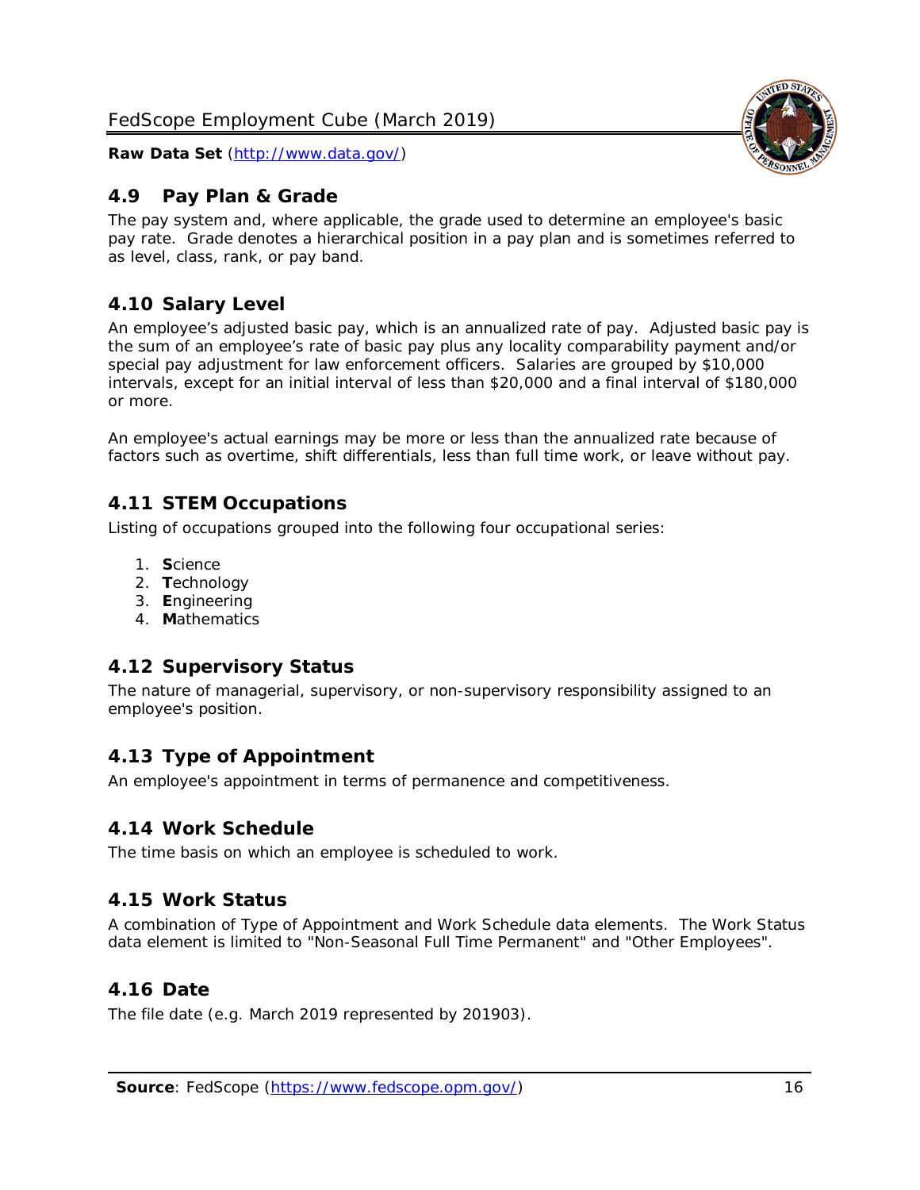## 4.9 Pay Plan & Grade

The pay system and, where applicable, the grade used to determine an employee's basic pay rate. Grade denotes a hierarchical position in a pay plan and is sometimes referred to as level, class, rank, or pay band.

## 4.10 Salary Level

An employee's adjusted basic pay, which is an annualized rate of pay. Adjusted basic pay is the sum of an employee's rate of basic pay plus any locality comparability payment and/or special pay adjustment for law enforcement officers. Salaries are grouped by $10,000 intervals, except for an initial interval of less than $20,000 and a final interval of $180,000 or more.

An employee's actual earnings may be more or less than the annualized rate because of factors such as overtime, shift differentials, less than full time work, or leave without pay.

## 4.11 STEM Occupations

Listing of occupations grouped into the following four occupational series:

1. **S**cience
2. **T**echnology
3. **E**ngineering
4. **M**athematics

## 4.12 Supervisory Status

The nature of managerial, supervisory, or non-supervisory responsibility assigned to an employee's position.

## 4.13 Type of Appointment

An employee's appointment in terms of permanence and competitiveness.

## 4.14 Work Schedule

The time basis on which an employee is scheduled to work.

## 4.15 Work Status

A combination of Type of Appointment and Work Schedule data elements. The Work Status data element is limited to "Non-Seasonal Full Time Permanent" and "Other Employees".

## 4.16 Date

The file date (e.g. March 2019 represented by 201903).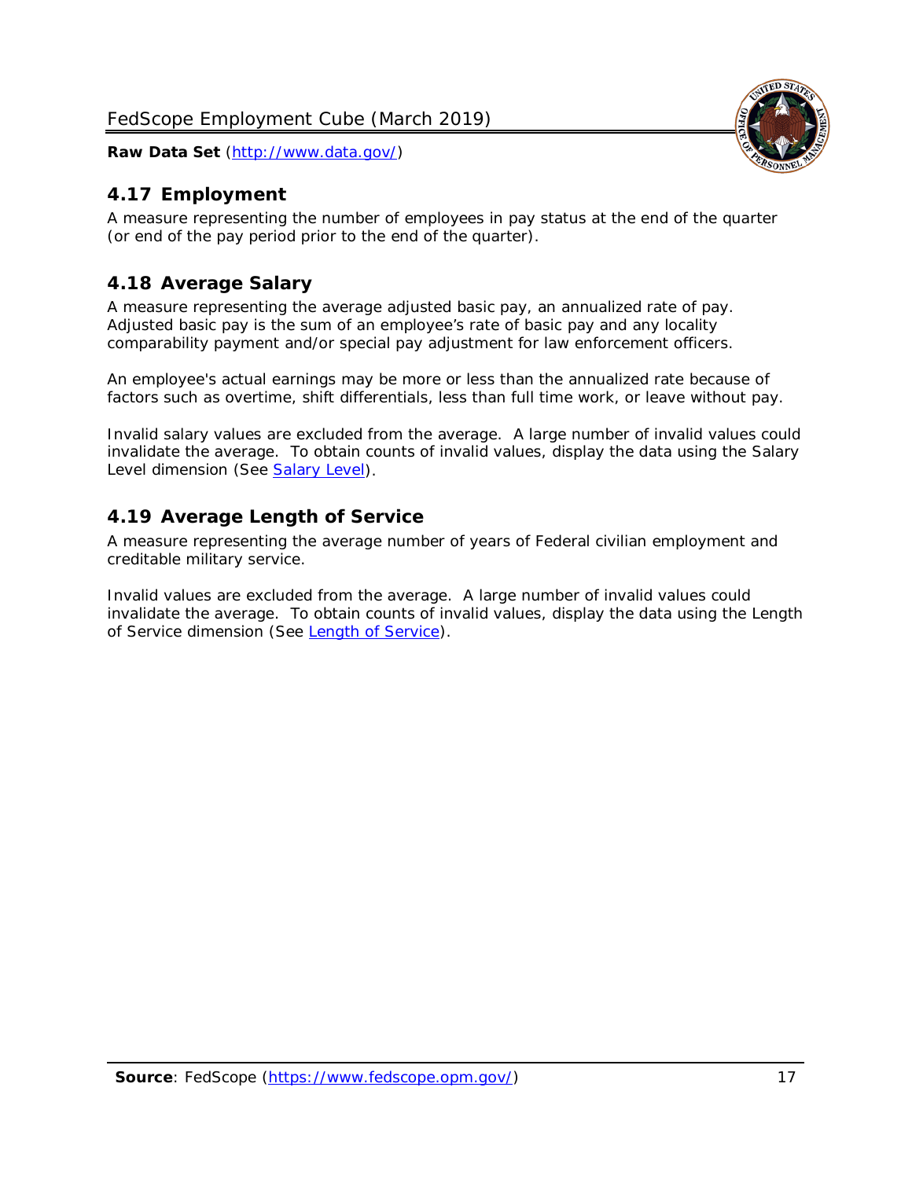## 4.17 Employment

A measure representing the number of employees in pay status at the end of the quarter (or end of the pay period prior to the end of the quarter).

## 4.18 Average Salary

A measure representing the average adjusted basic pay, an annualized rate of pay. Adjusted basic pay is the sum of an employee's rate of basic pay and any locality comparability payment and/or special pay adjustment for law enforcement officers.

An employee's actual earnings may be more or less than the annualized rate because of factors such as overtime, shift differentials, less than full time work, or leave without pay.

Invalid salary values are excluded from the average. A large number of invalid values could invalidate the average. To obtain counts of invalid values, display the data using the Salary Level dimension (See [Salary Level](#)).

## 4.19 Average Length of Service

A measure representing the average number of years of Federal civilian employment and creditable military service.

Invalid values are excluded from the average. A large number of invalid values could invalidate the average. To obtain counts of invalid values, display the data using the Length of Service dimension (See [Length of Service](#)).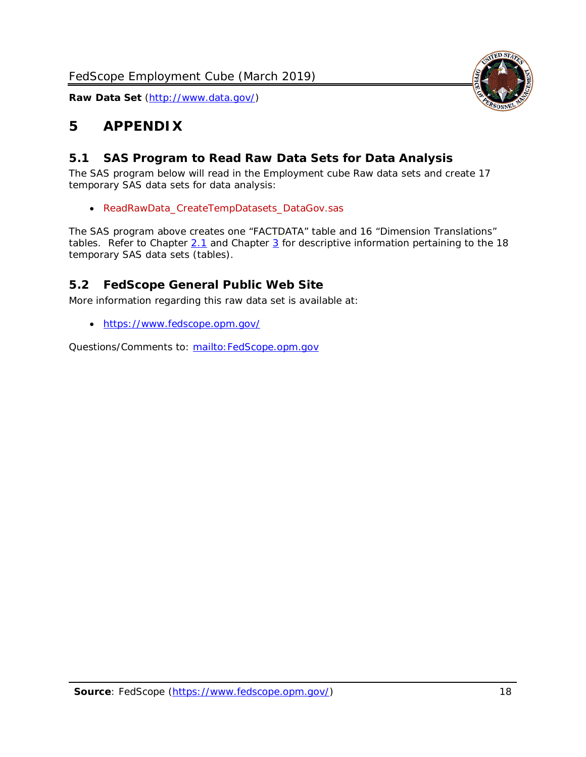# 5 APPENDIX

## 5.1 SAS Program to Read Raw Data Sets for Data Analysis

The SAS program below will read in the Employment cube Raw data sets and create 17 temporary SAS data sets for data analysis:

- ReadRawData_CreateTempDatasets_DataGov.sas

The SAS program above creates one "FACTDATA" table and 16 "Dimension Translations" tables. Refer to Chapter 2.1 and Chapter 3 for descriptive information pertaining to the 18 temporary SAS data sets (tables).

## 5.2 FedScope General Public Web Site

More information regarding this raw data set is available at:

- https://www.fedscope.opm.gov/

Questions/Comments to: mailto:FedScope.opm.gov